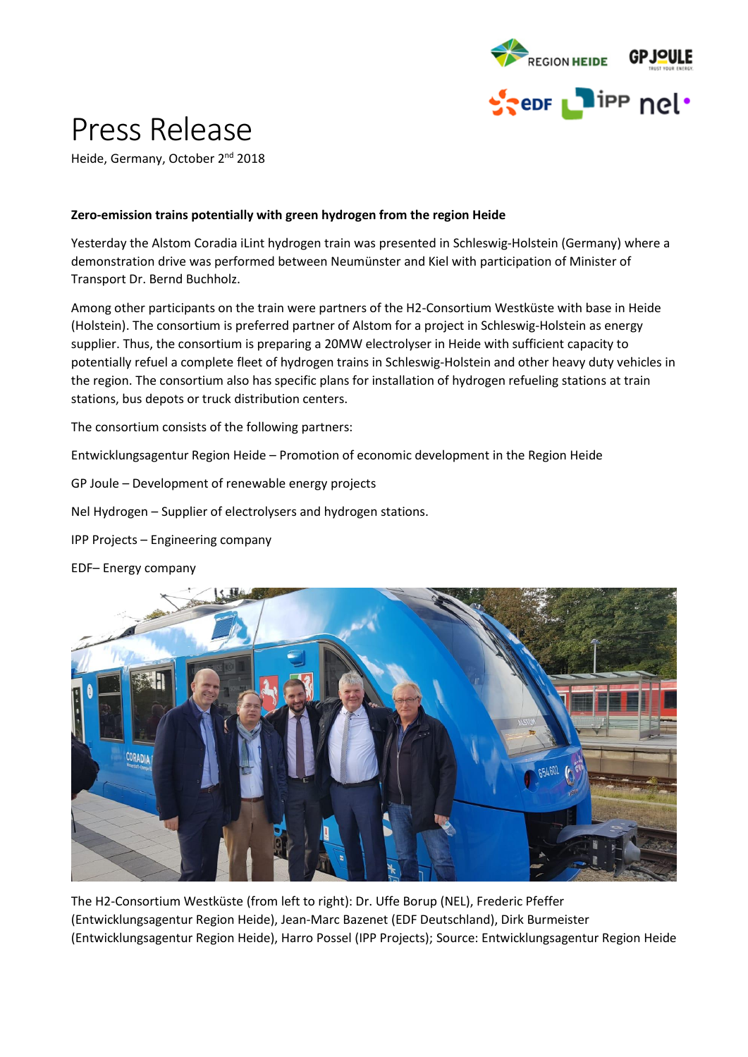# Press Release

Heide, Germany, October 2nd 2018

**Zero-emission trains potentially with green hydrogen from the region Heide**

Yesterday the Alstom Coradia iLint hydrogen train was presented in Schleswig-Holstein (Germany) where a demonstration drive was performed between Neumünster and Kiel with participation of Minister of Transport Dr. Bernd Buchholz.

Among other participants on the train were partners of the H2-Consortium Westküste with base in Heide (Holstein). The consortium is preferred partner of Alstom for a project in Schleswig-Holstein as energy supplier. Thus, the consortium is preparing a 20MW electrolyser in Heide with sufficient capacity to potentially refuel a complete fleet of hydrogen trains in Schleswig-Holstein and other heavy duty vehicles in the region. The consortium also has specific plans for installation of hydrogen refueling stations at train stations, bus depots or truck distribution centers.

The consortium consists of the following partners:

Entwicklungsagentur Region Heide – Promotion of economic development in the Region Heide

GP Joule – Development of renewable energy projects

Nel Hydrogen – Supplier of electrolysers and hydrogen stations.

IPP Projects – Engineering company

EDF– Energy company

The H2-Consortium Westküste (from left to right): Dr. Uffe Borup (NEL), Frederic Pfeffer (Entwicklungsagentur Region Heide), Jean-Marc Bazenet (EDF Deutschland), Dirk Burmeister (Entwicklungsagentur Region Heide), Harro Possel (IPP Projects); Source: Entwicklungsagentur Region Heide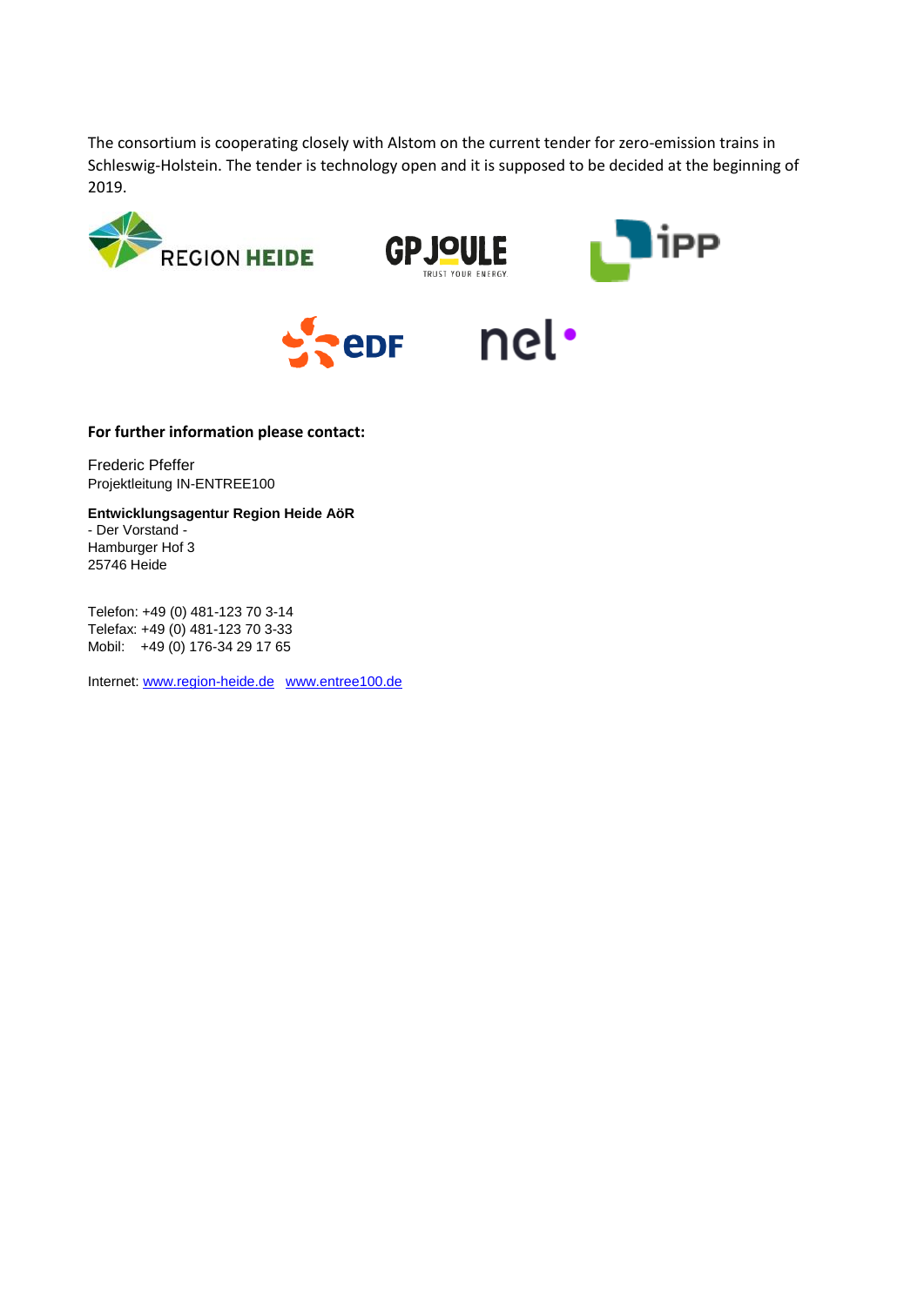The consortium is cooperating closely with Alstom on the current tender for zero-emission trains in Schleswig-Holstein. The tender is technology open and it is supposed to be decided at the beginning of 2019.

**For further information please contact:**

Frederic Pfeffer
Projektleitung IN-ENTREE100

**Entwicklungsagentur Region Heide AöR**
- Der Vorstand -
Hamburger Hof 3
25746 Heide

Telefon: +49 (0) 481-123 70 3-14
Telefax: +49 (0) 481-123 70 3-33
Mobil: +49 (0) 176-34 29 17 65

Internet: www.region-heide.de www.entree100.de